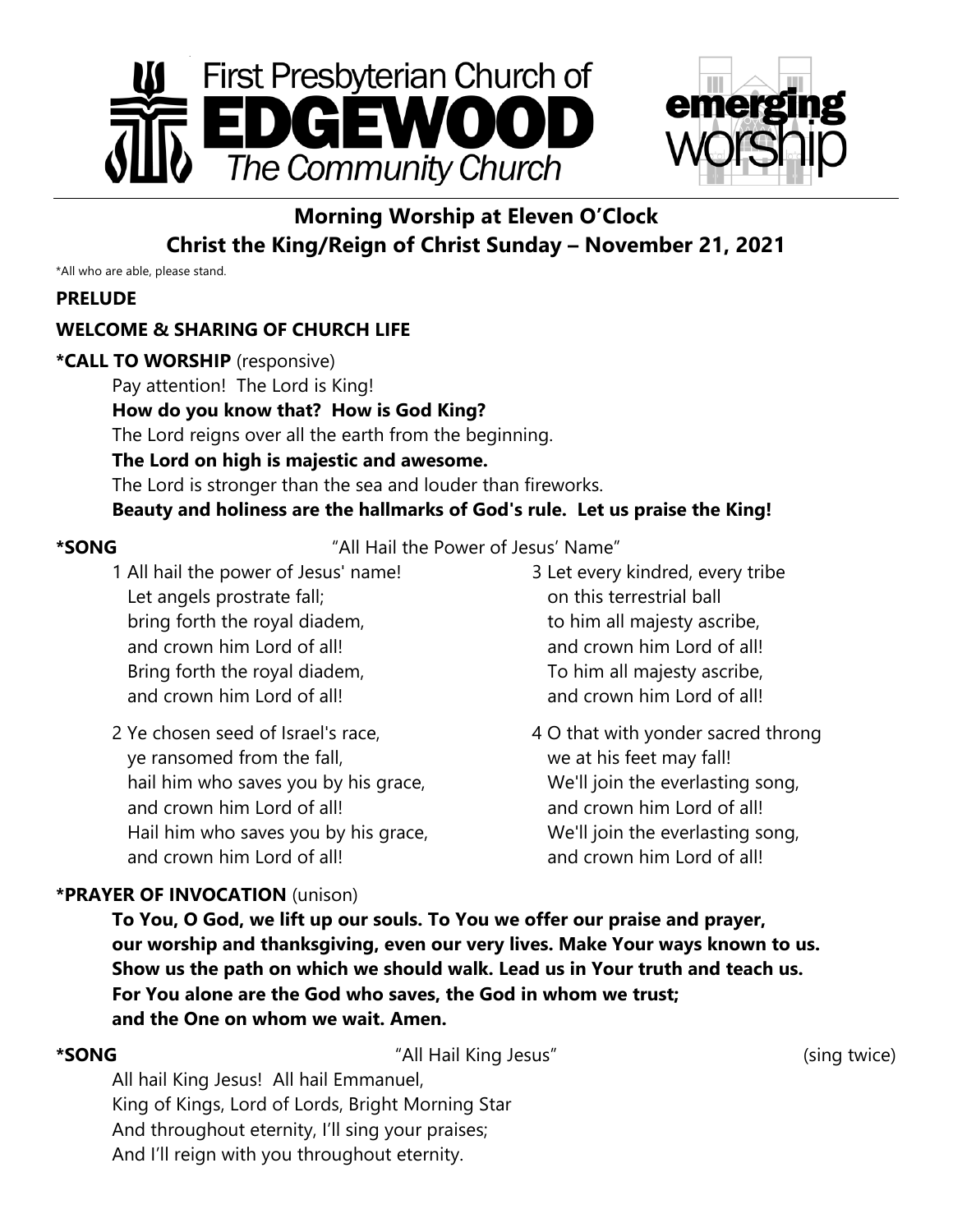First Presbyterian Church of
# EDGEWOOD
The Community Church

emerging worship

## Morning Worship at Eleven O'Clock
## Christ the King/Reign of Christ Sunday – November 21, 2021

*All who are able, please stand.

**PRELUDE**

**WELCOME & SHARING OF CHURCH LIFE**

***CALL TO WORSHIP** (responsive)

Pay attention! The Lord is King!
**How do you know that? How is God King?**
The Lord reigns over all the earth from the beginning.
**The Lord on high is majestic and awesome.**
The Lord is stronger than the sea and louder than fireworks.
**Beauty and holiness are the hallmarks of God's rule. Let us praise the King!**

***SONG** "All Hail the Power of Jesus' Name"

1 All hail the power of Jesus' name!
Let angels prostrate fall;
bring forth the royal diadem,
and crown him Lord of all!
Bring forth the royal diadem,
and crown him Lord of all!

2 Ye chosen seed of Israel's race,
ye ransomed from the fall,
hail him who saves you by his grace,
and crown him Lord of all!
Hail him who saves you by his grace,
and crown him Lord of all!

3 Let every kindred, every tribe
on this terrestrial ball
to him all majesty ascribe,
and crown him Lord of all!
To him all majesty ascribe,
and crown him Lord of all!

4 O that with yonder sacred throng
we at his feet may fall!
We'll join the everlasting song,
and crown him Lord of all!
We'll join the everlasting song,
and crown him Lord of all!

***PRAYER OF INVOCATION** (unison)

**To You, O God, we lift up our souls. To You we offer our praise and prayer, our worship and thanksgiving, even our very lives. Make Your ways known to us. Show us the path on which we should walk. Lead us in Your truth and teach us. For You alone are the God who saves, the God in whom we trust; and the One on whom we wait. Amen.**

***SONG** "All Hail King Jesus" (sing twice)

All hail King Jesus! All hail Emmanuel,
King of Kings, Lord of Lords, Bright Morning Star
And throughout eternity, I'll sing your praises;
And I'll reign with you throughout eternity.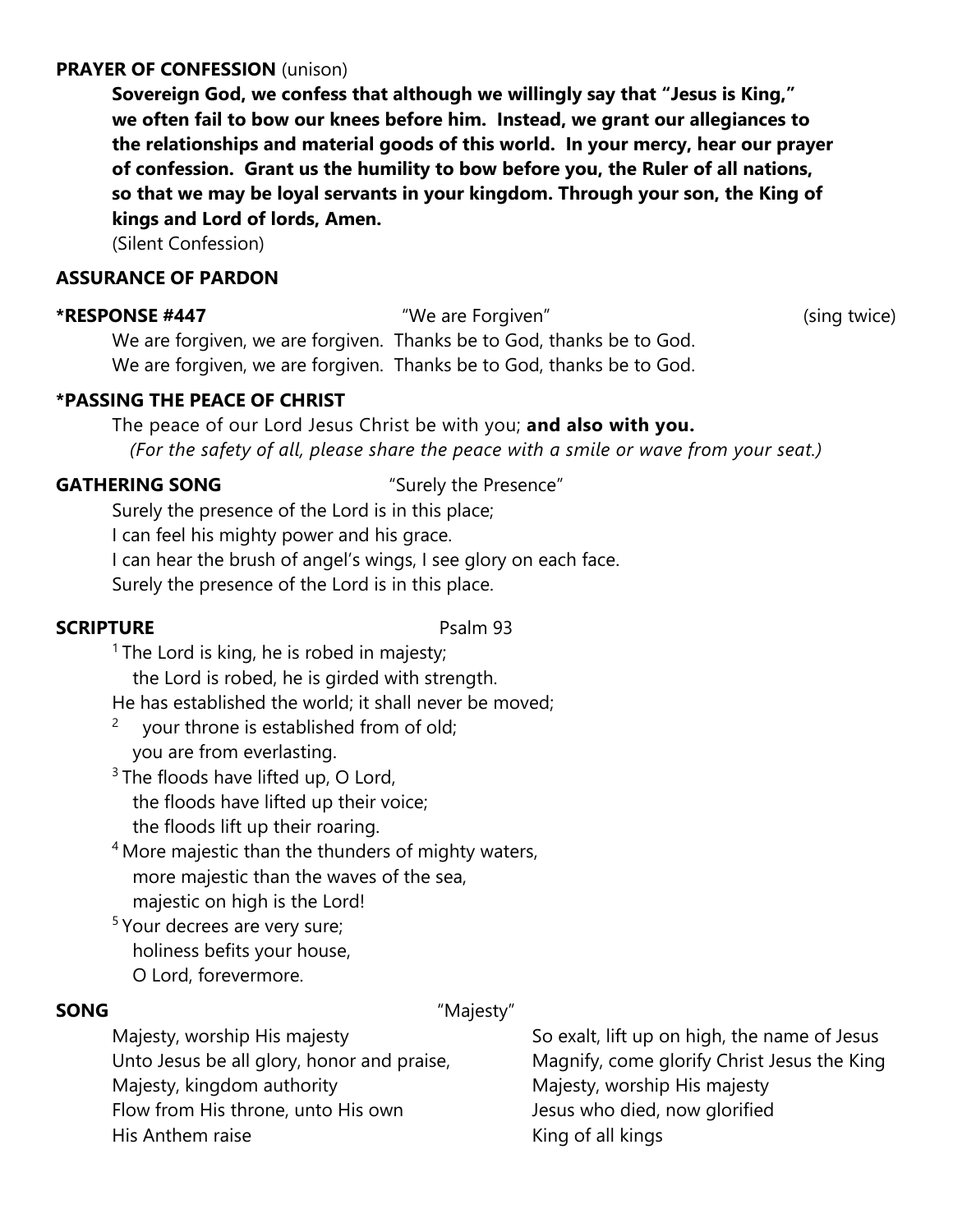**PRAYER OF CONFESSION** (unison)

**Sovereign God, we confess that although we willingly say that "Jesus is King," we often fail to bow our knees before him. Instead, we grant our allegiances to the relationships and material goods of this world. In your mercy, hear our prayer of confession. Grant us the humility to bow before you, the Ruler of all nations, so that we may be loyal servants in your kingdom. Through your son, the King of kings and Lord of lords, Amen.**

(Silent Confession)

**ASSURANCE OF PARDON**

**\*RESPONSE #447** "We are Forgiven" (sing twice)

We are forgiven, we are forgiven. Thanks be to God, thanks be to God.
We are forgiven, we are forgiven. Thanks be to God, thanks be to God.

**\*PASSING THE PEACE OF CHRIST**

The peace of our Lord Jesus Christ be with you; **and also with you.**

*(For the safety of all, please share the peace with a smile or wave from your seat.)*

**GATHERING SONG** "Surely the Presence"

Surely the presence of the Lord is in this place;
I can feel his mighty power and his grace.
I can hear the brush of angel's wings, I see glory on each face.
Surely the presence of the Lord is in this place.

**SCRIPTURE** Psalm 93

[1] The Lord is king, he is robed in majesty;
the Lord is robed, he is girded with strength.
He has established the world; it shall never be moved;
[2] your throne is established from of old;
you are from everlasting.
[3] The floods have lifted up, O Lord,
the floods have lifted up their voice;
the floods lift up their roaring.
[4] More majestic than the thunders of mighty waters,
more majestic than the waves of the sea,
majestic on high is the Lord!
[5] Your decrees are very sure;
holiness befits your house,
O Lord, forevermore.

**SONG** "Majesty"

Majesty, worship His majesty
Unto Jesus be all glory, honor and praise,
Majesty, kingdom authority
Flow from His throne, unto His own
His Anthem raise
So exalt, lift up on high, the name of Jesus
Magnify, come glorify Christ Jesus the King
Majesty, worship His majesty
Jesus who died, now glorified
King of all kings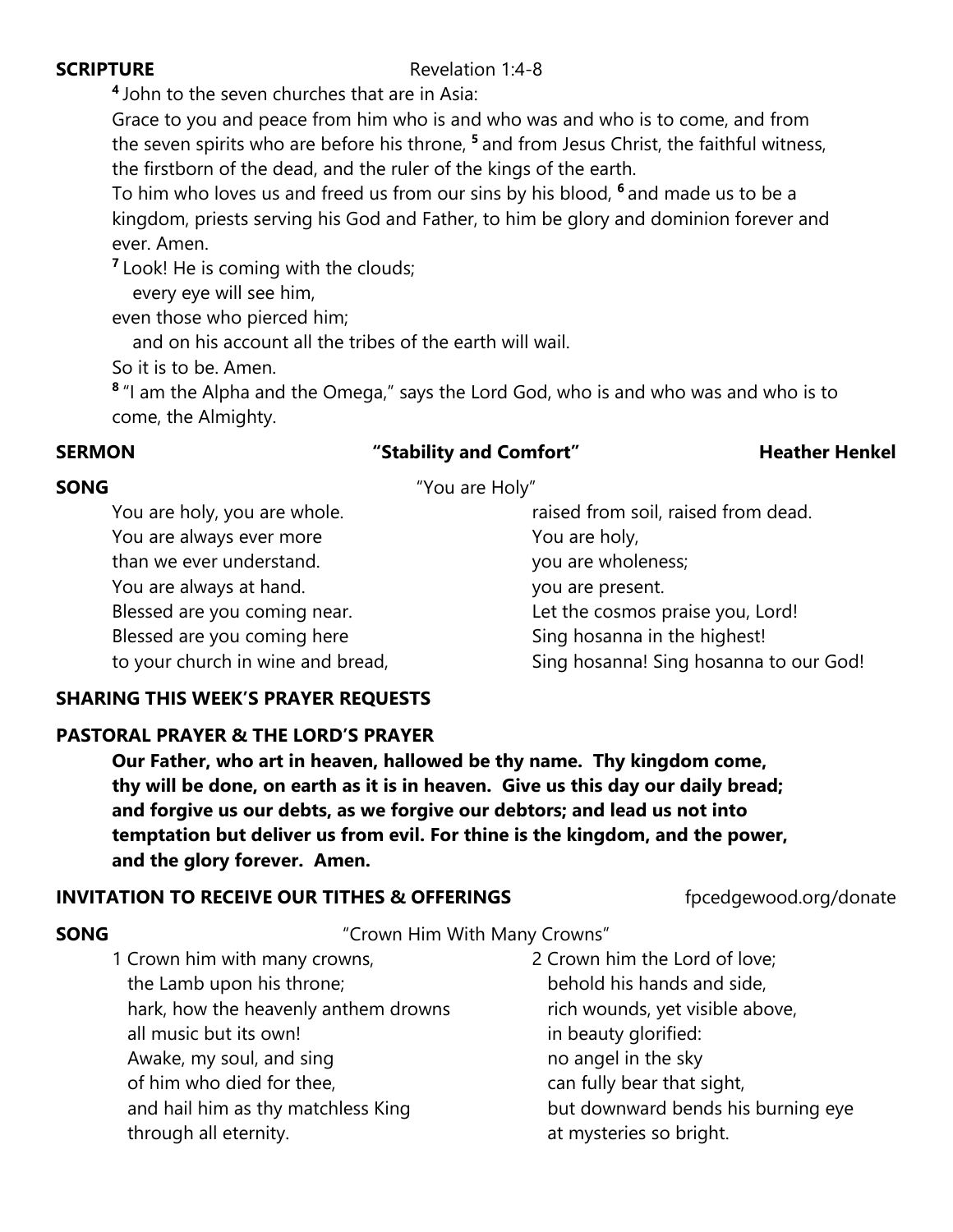**SCRIPTURE** Revelation 1:4-8

[4] John to the seven churches that are in Asia:
Grace to you and peace from him who is and who was and who is to come, and from the seven spirits who are before his throne, [5] and from Jesus Christ, the faithful witness, the firstborn of the dead, and the ruler of the kings of the earth.
To him who loves us and freed us from our sins by his blood, [6] and made us to be a kingdom, priests serving his God and Father, to him be glory and dominion forever and ever. Amen.
[7] Look! He is coming with the clouds;
  every eye will see him,
even those who pierced him;
  and on his account all the tribes of the earth will wail.
So it is to be. Amen.
[8] "I am the Alpha and the Omega," says the Lord God, who is and who was and who is to come, the Almighty.

**SERMON** **"Stability and Comfort"** **Heather Henkel**

**SONG** "You are Holy"

You are holy, you are whole.
You are always ever more
than we ever understand.
You are always at hand.
Blessed are you coming near.
Blessed are you coming here
to your church in wine and bread,
raised from soil, raised from dead.
You are holy,
you are wholeness;
you are present.
Let the cosmos praise you, Lord!
Sing hosanna in the highest!
Sing hosanna! Sing hosanna to our God!

**SHARING THIS WEEK'S PRAYER REQUESTS**

**PASTORAL PRAYER & THE LORD'S PRAYER**

**Our Father, who art in heaven, hallowed be thy name. Thy kingdom come, thy will be done, on earth as it is in heaven. Give us this day our daily bread; and forgive us our debts, as we forgive our debtors; and lead us not into temptation but deliver us from evil. For thine is the kingdom, and the power, and the glory forever. Amen.**

**INVITATION TO RECEIVE OUR TITHES & OFFERINGS** fpcedgewood.org/donate

**SONG** "Crown Him With Many Crowns"

1 Crown him with many crowns,
  the Lamb upon his throne;
  hark, how the heavenly anthem drowns
  all music but its own!
  Awake, my soul, and sing
  of him who died for thee,
  and hail him as thy matchless King
  through all eternity.

2 Crown him the Lord of love;
  behold his hands and side,
  rich wounds, yet visible above,
  in beauty glorified:
  no angel in the sky
  can fully bear that sight,
  but downward bends his burning eye
  at mysteries so bright.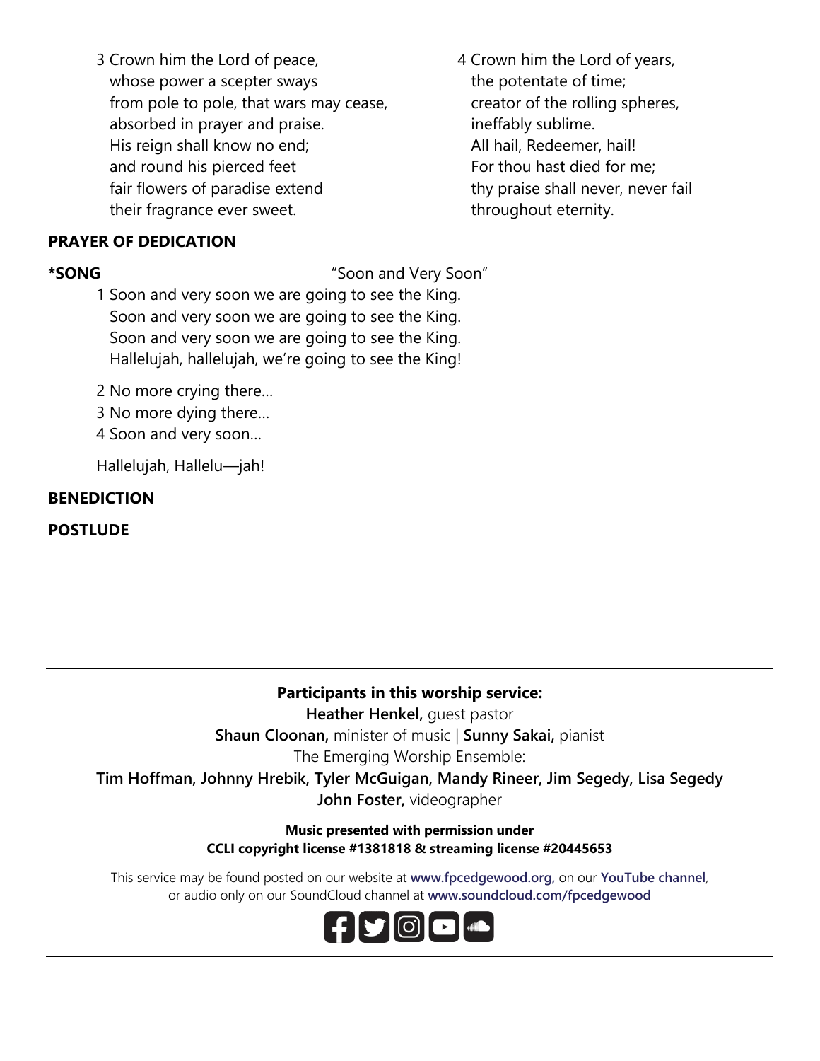3 Crown him the Lord of peace,
whose power a scepter sways
from pole to pole, that wars may cease,
absorbed in prayer and praise.
His reign shall know no end;
and round his pierced feet
fair flowers of paradise extend
their fragrance ever sweet.

4 Crown him the Lord of years,
the potentate of time;
creator of the rolling spheres,
ineffably sublime.
All hail, Redeemer, hail!
For thou hast died for me;
thy praise shall never, never fail
throughout eternity.

**PRAYER OF DEDICATION**

**\*SONG** "Soon and Very Soon"

1 Soon and very soon we are going to see the King.
Soon and very soon we are going to see the King.
Soon and very soon we are going to see the King.
Hallelujah, hallelujah, we're going to see the King!

2 No more crying there…

3 No more dying there…

4 Soon and very soon…

Hallelujah, Hallelu—jah!

**BENEDICTION**

**POSTLUDE**

---

**Participants in this worship service:**

**Heather Henkel,** guest pastor

**Shaun Cloonan,** minister of music | **Sunny Sakai,** pianist

The Emerging Worship Ensemble:

**Tim Hoffman, Johnny Hrebik, Tyler McGuigan, Mandy Rineer, Jim Segedy, Lisa Segedy**

**John Foster,** videographer

**Music presented with permission under**
**CCLI copyright license #1381818 & streaming license #20445653**

This service may be found posted on our website at **www.fpcedgewood.org,** on our **YouTube channel**, or audio only on our SoundCloud channel at **www.soundcloud.com/fpcedgewood**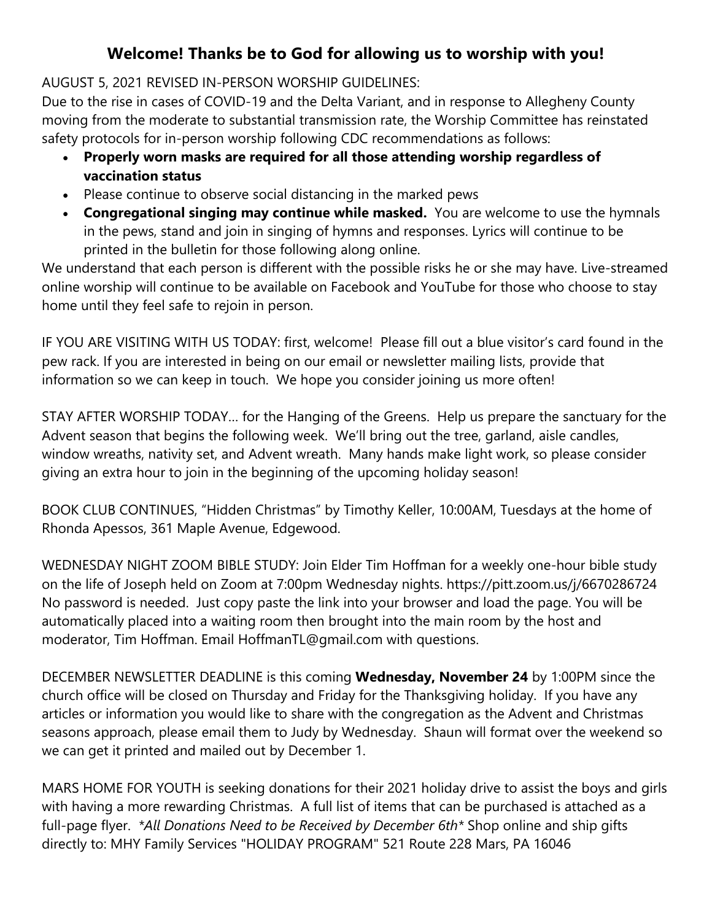## Welcome! Thanks be to God for allowing us to worship with you!

AUGUST 5, 2021 REVISED IN-PERSON WORSHIP GUIDELINES:
Due to the rise in cases of COVID-19 and the Delta Variant, and in response to Allegheny County moving from the moderate to substantial transmission rate, the Worship Committee has reinstated safety protocols for in-person worship following CDC recommendations as follows:

- **Properly worn masks are required for all those attending worship regardless of vaccination status**
- Please continue to observe social distancing in the marked pews
- **Congregational singing may continue while masked.** You are welcome to use the hymnals in the pews, stand and join in singing of hymns and responses. Lyrics will continue to be printed in the bulletin for those following along online.

We understand that each person is different with the possible risks he or she may have. Live-streamed online worship will continue to be available on Facebook and YouTube for those who choose to stay home until they feel safe to rejoin in person.

IF YOU ARE VISITING WITH US TODAY: first, welcome! Please fill out a blue visitor's card found in the pew rack. If you are interested in being on our email or newsletter mailing lists, provide that information so we can keep in touch. We hope you consider joining us more often!

STAY AFTER WORSHIP TODAY… for the Hanging of the Greens. Help us prepare the sanctuary for the Advent season that begins the following week. We'll bring out the tree, garland, aisle candles, window wreaths, nativity set, and Advent wreath. Many hands make light work, so please consider giving an extra hour to join in the beginning of the upcoming holiday season!

BOOK CLUB CONTINUES, "Hidden Christmas" by Timothy Keller, 10:00AM, Tuesdays at the home of Rhonda Apessos, 361 Maple Avenue, Edgewood.

WEDNESDAY NIGHT ZOOM BIBLE STUDY: Join Elder Tim Hoffman for a weekly one-hour bible study on the life of Joseph held on Zoom at 7:00pm Wednesday nights. https://pitt.zoom.us/j/6670286724 No password is needed. Just copy paste the link into your browser and load the page. You will be automatically placed into a waiting room then brought into the main room by the host and moderator, Tim Hoffman. Email HoffmanTL@gmail.com with questions.

DECEMBER NEWSLETTER DEADLINE is this coming **Wednesday, November 24** by 1:00PM since the church office will be closed on Thursday and Friday for the Thanksgiving holiday. If you have any articles or information you would like to share with the congregation as the Advent and Christmas seasons approach, please email them to Judy by Wednesday. Shaun will format over the weekend so we can get it printed and mailed out by December 1.

MARS HOME FOR YOUTH is seeking donations for their 2021 holiday drive to assist the boys and girls with having a more rewarding Christmas. A full list of items that can be purchased is attached as a full-page flyer. *\*All Donations Need to be Received by December 6th\** Shop online and ship gifts directly to: MHY Family Services "HOLIDAY PROGRAM" 521 Route 228 Mars, PA 16046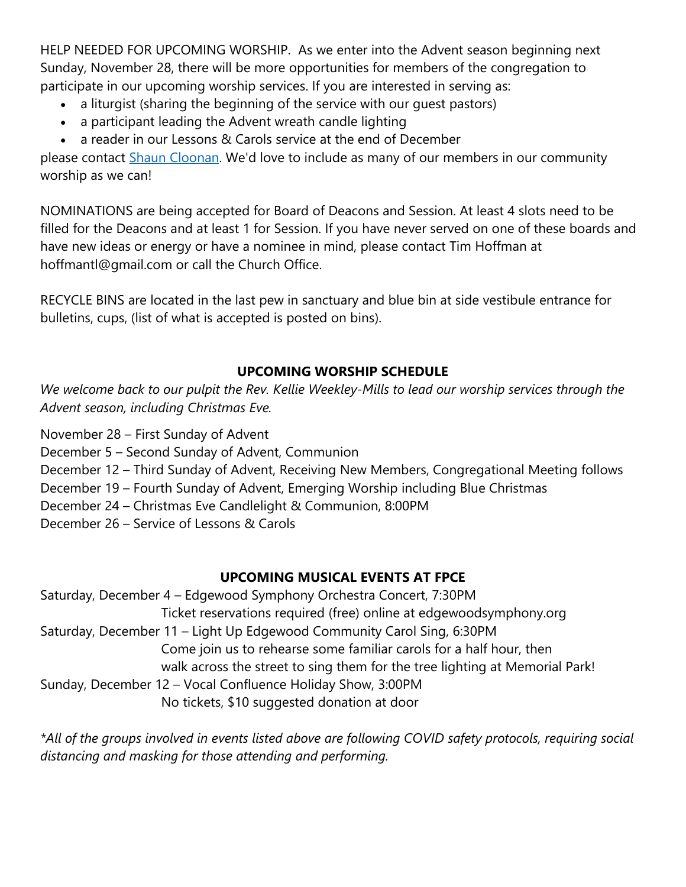HELP NEEDED FOR UPCOMING WORSHIP. As we enter into the Advent season beginning next Sunday, November 28, there will be more opportunities for members of the congregation to participate in our upcoming worship services. If you are interested in serving as:

- a liturgist (sharing the beginning of the service with our guest pastors)
- a participant leading the Advent wreath candle lighting
- a reader in our Lessons & Carols service at the end of December

please contact Shaun Cloonan. We'd love to include as many of our members in our community worship as we can!

NOMINATIONS are being accepted for Board of Deacons and Session. At least 4 slots need to be filled for the Deacons and at least 1 for Session. If you have never served on one of these boards and have new ideas or energy or have a nominee in mind, please contact Tim Hoffman at hoffmantl@gmail.com or call the Church Office.

RECYCLE BINS are located in the last pew in sanctuary and blue bin at side vestibule entrance for bulletins, cups, (list of what is accepted is posted on bins).

## UPCOMING WORSHIP SCHEDULE

*We welcome back to our pulpit the Rev. Kellie Weekley-Mills to lead our worship services through the Advent season, including Christmas Eve.*

November 28 – First Sunday of Advent
December 5 – Second Sunday of Advent, Communion
December 12 – Third Sunday of Advent, Receiving New Members, Congregational Meeting follows
December 19 – Fourth Sunday of Advent, Emerging Worship including Blue Christmas
December 24 – Christmas Eve Candlelight & Communion, 8:00PM
December 26 – Service of Lessons & Carols

## UPCOMING MUSICAL EVENTS AT FPCE

Saturday, December 4 – Edgewood Symphony Orchestra Concert, 7:30PM
Ticket reservations required (free) online at edgewoodsymphony.org

Saturday, December 11 – Light Up Edgewood Community Carol Sing, 6:30PM
Come join us to rehearse some familiar carols for a half hour, then walk across the street to sing them for the tree lighting at Memorial Park!

Sunday, December 12 – Vocal Confluence Holiday Show, 3:00PM
No tickets, $10 suggested donation at door

*\*All of the groups involved in events listed above are following COVID safety protocols, requiring social distancing and masking for those attending and performing.*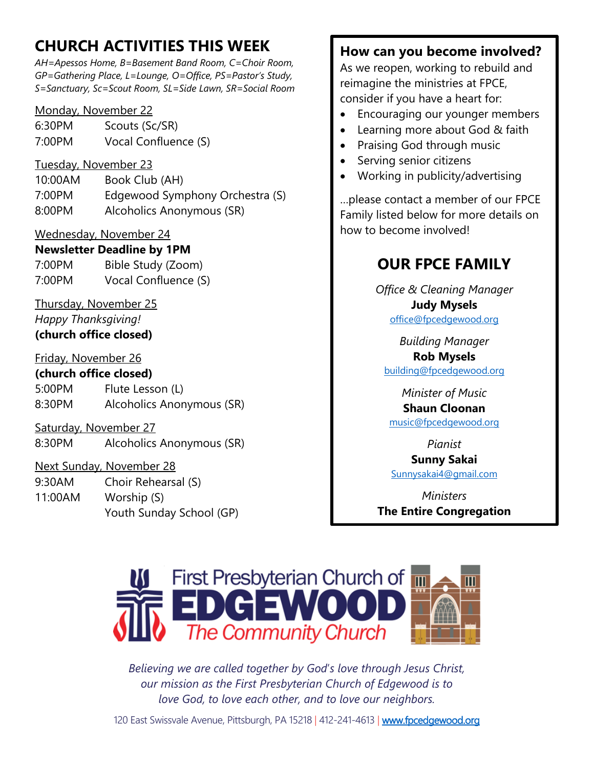# CHURCH ACTIVITIES THIS WEEK

*AH=Apessos Home, B=Basement Band Room, C=Choir Room, GP=Gathering Place, L=Lounge, O=Office, PS=Pastor's Study, S=Sanctuary, Sc=Scout Room, SL=Side Lawn, SR=Social Room*

**Monday, November 22**

6:30PM Scouts (Sc/SR)
7:00PM Vocal Confluence (S)

**Tuesday, November 23**

10:00AM Book Club (AH)
7:00PM Edgewood Symphony Orchestra (S)
8:00PM Alcoholics Anonymous (SR)

**Wednesday, November 24**

**Newsletter Deadline by 1PM**
7:00PM Bible Study (Zoom)
7:00PM Vocal Confluence (S)

**Thursday, November 25**

*Happy Thanksgiving!*
**(church office closed)**

**Friday, November 26**

**(church office closed)**
5:00PM Flute Lesson (L)
8:30PM Alcoholics Anonymous (SR)

**Saturday, November 27**

8:30PM Alcoholics Anonymous (SR)

**Next Sunday, November 28**

9:30AM Choir Rehearsal (S)
11:00AM Worship (S)
Youth Sunday School (GP)

## How can you become involved?

As we reopen, working to rebuild and reimagine the ministries at FPCE, consider if you have a heart for:

- Encouraging our younger members
- Learning more about God & faith
- Praising God through music
- Serving senior citizens
- Working in publicity/advertising

...please contact a member of our FPCE Family listed below for more details on how to become involved!

## OUR FPCE FAMILY

*Office & Cleaning Manager*
**Judy Mysels**
office@fpcedgewood.org

*Building Manager*
**Rob Mysels**
building@fpcedgewood.org

*Minister of Music*
**Shaun Cloonan**
music@fpcedgewood.org

*Pianist*
**Sunny Sakai**
Sunnysakai4@gmail.com

*Ministers*
**The Entire Congregation**

First Presbyterian Church of EDGEWOOD
*The Community Church*

*Believing we are called together by God's love through Jesus Christ, our mission as the First Presbyterian Church of Edgewood is to love God, to love each other, and to love our neighbors.*

120 East Swissvale Avenue, Pittsburgh, PA 15218 | 412-241-4613 | www.fpcedgewood.org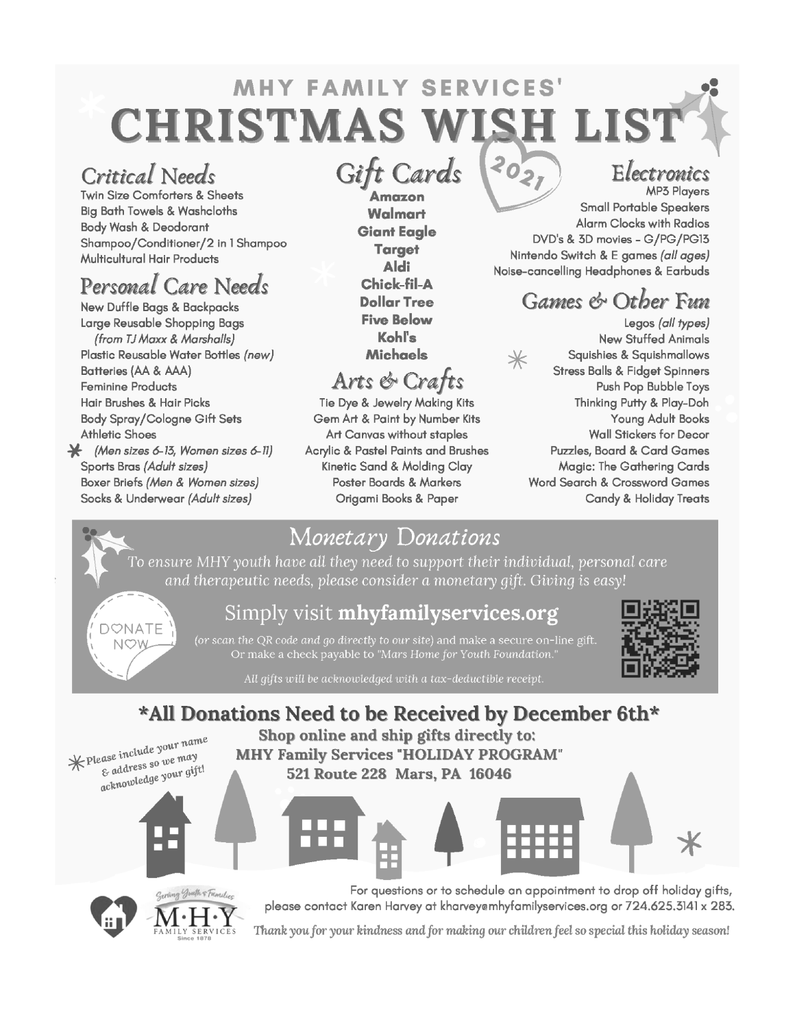# MHY FAMILY SERVICES'

# CHRISTMAS WISH LIST

2021

## Critical Needs

Twin Size Comforters & Sheets
Big Bath Towels & Washcloths
Body Wash & Deodorant
Shampoo/Conditioner/2 in 1 Shampoo
Multicultural Hair Products

## Personal Care Needs

New Duffle Bags & Backpacks
Large Reusable Shopping Bags *(from TJ Maxx & Marshalls)*
Plastic Reusable Water Bottles *(new)*
Batteries (AA & AAA)
Feminine Products
Hair Brushes & Hair Picks
Body Spray/Cologne Gift Sets
Athletic Shoes *(Men sizes 6-13, Women sizes 6-11)*
Sports Bras *(Adult sizes)*
Boxer Briefs *(Men & Women sizes)*
Socks & Underwear *(Adult sizes)*

## Gift Cards

**Amazon**
**Walmart**
**Giant Eagle**
**Target**
**Aldi**
**Chick-fil-A**
**Dollar Tree**
**Five Below**
**Kohl's**
**Michaels**

## Arts & Crafts

Tie Dye & Jewelry Making Kits
Gem Art & Paint by Number Kits
Art Canvas without staples
Acrylic & Pastel Paints and Brushes
Kinetic Sand & Molding Clay
Poster Boards & Markers
Origami Books & Paper

## Electronics

MP3 Players
Small Portable Speakers
Alarm Clocks with Radios
DVD's & 3D movies - G/PG/PG13
Nintendo Switch & E games *(all ages)*
Noise-cancelling Headphones & Earbuds

## Games & Other Fun

Legos *(all types)*
New Stuffed Animals
Squishies & Squishmallows
Stress Balls & Fidget Spinners
Push Pop Bubble Toys
Thinking Putty & Play-Doh
Young Adult Books
Wall Stickers for Decor
Puzzles, Board & Card Games
Magic: The Gathering Cards
Word Search & Crossword Games
Candy & Holiday Treats

## Monetary Donations

*To ensure MHY youth have all they need to support their individual, personal care and therapeutic needs, please consider a monetary gift. Giving is easy!*

DONATE NOW

Simply visit **mhyfamilyservices.org**

*(or scan the QR code and go directly to our site) and make a secure on-line gift. Or make a check payable to "Mars Home for Youth Foundation."*

*All gifts will be acknowledged with a tax-deductible receipt.*

## *All Donations Need to be Received by December 6th*

**Shop online and ship gifts directly to:**
**MHY Family Services "HOLIDAY PROGRAM"**
**521 Route 228 Mars, PA 16046**

*Please include your name & address so we may acknowledge your gift!

For questions or to schedule an appointment to drop off holiday gifts, please contact Karen Harvey at kharvey@mhyfamilyservices.org or 724.625.3141 x 283.

Serving Youth & Families
M·H·Y FAMILY SERVICES
Since 1878

*Thank you for your kindness and for making our children feel so special this holiday season!*